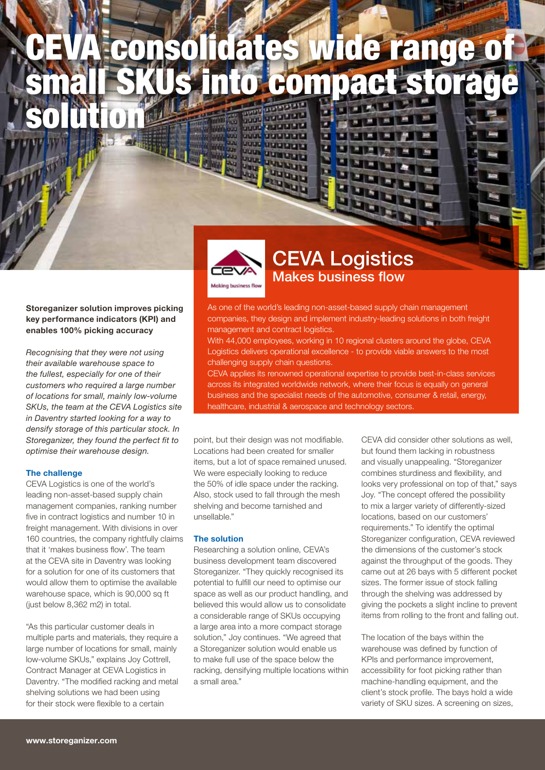# CEVA consolidates wide range of small SKUs into compact storage solution

## CEVA Logistics
### Makes business flow

As one of the world's leading non-asset-based supply chain management companies, they design and implement industry-leading solutions in both freight management and contract logistics.

With 44,000 employees, working in 10 regional clusters around the globe, CEVA Logistics delivers operational excellence - to provide viable answers to the most challenging supply chain questions.

CEVA applies its renowned operational expertise to provide best-in-class services across its integrated worldwide network, where their focus is equally on general business and the specialist needs of the automotive, consumer & retail, energy, healthcare, industrial & aerospace and technology sectors.

**Storeganizer solution improves picking key performance indicators (KPI) and enables 100% picking accuracy**

*Recognising that they were not using their available warehouse space to the fullest, especially for one of their customers who required a large number of locations for small, mainly low-volume SKUs, the team at the CEVA Logistics site in Daventry started looking for a way to densify storage of this particular stock. In Storeganizer, they found the perfect fit to optimise their warehouse design.*

### The challenge

CEVA Logistics is one of the world's leading non-asset-based supply chain management companies, ranking number five in contract logistics and number 10 in freight management. With divisions in over 160 countries, the company rightfully claims that it 'makes business flow'. The team at the CEVA site in Daventry was looking for a solution for one of its customers that would allow them to optimise the available warehouse space, which is 90,000 sq ft (just below 8,362 m2) in total.

"As this particular customer deals in multiple parts and materials, they require a large number of locations for small, mainly low-volume SKUs," explains Joy Cottrell, Contract Manager at CEVA Logistics in Daventry. "The modified racking and metal shelving solutions we had been using for their stock were flexible to a certain point, but their design was not modifiable. Locations had been created for smaller items, but a lot of space remained unused. We were especially looking to reduce the 50% of idle space under the racking. Also, stock used to fall through the mesh shelving and become tarnished and unsellable."

### The solution

Researching a solution online, CEVA's business development team discovered Storeganizer. "They quickly recognised its potential to fulfill our need to optimise our space as well as our product handling, and believed this would allow us to consolidate a considerable range of SKUs occupying a large area into a more compact storage solution," Joy continues. "We agreed that a Storeganizer solution would enable us to make full use of the space below the racking, densifying multiple locations within a small area."

CEVA did consider other solutions as well, but found them lacking in robustness and visually unappealing. "Storeganizer combines sturdiness and flexibility, and looks very professional on top of that," says Joy. "The concept offered the possibility to mix a larger variety of differently-sized locations, based on our customers' requirements." To identify the optimal Storeganizer configuration, CEVA reviewed the dimensions of the customer's stock against the throughput of the goods. They came out at 26 bays with 5 different pocket sizes. The former issue of stock falling through the shelving was addressed by giving the pockets a slight incline to prevent items from rolling to the front and falling out.

The location of the bays within the warehouse was defined by function of KPIs and performance improvement, accessibility for foot picking rather than machine-handling equipment, and the client's stock profile. The bays hold a wide variety of SKU sizes. A screening on sizes,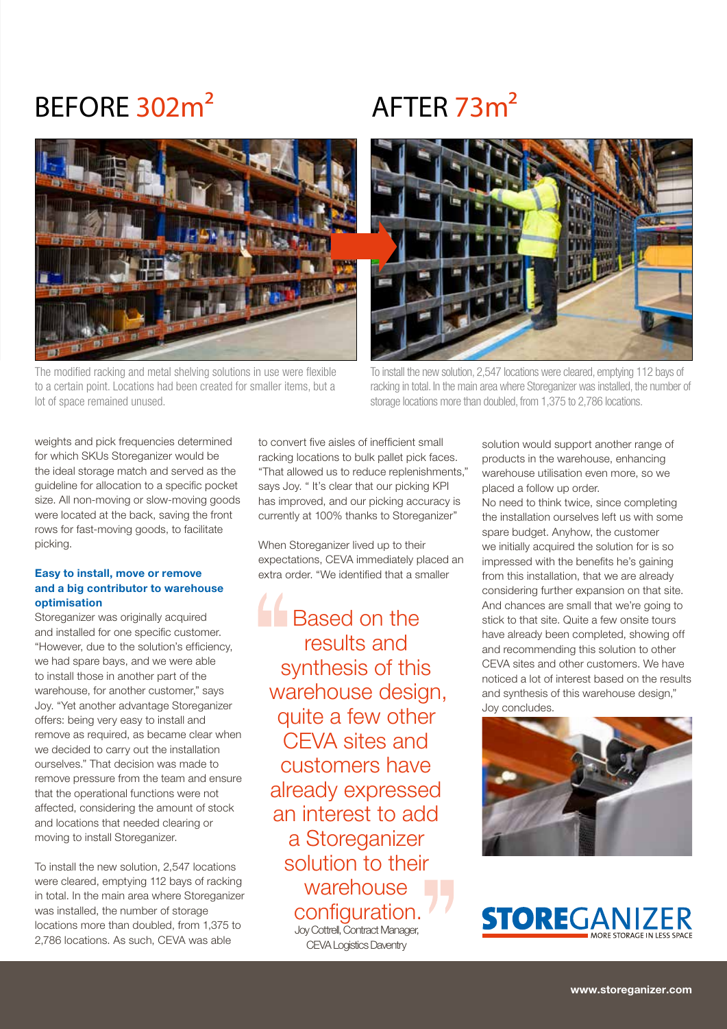## BEFORE 302m²

## AFTER 73m²

The modified racking and metal shelving solutions in use were flexible to a certain point. Locations had been created for smaller items, but a lot of space remained unused.

To install the new solution, 2,547 locations were cleared, emptying 112 bays of racking in total. In the main area where Storeganizer was installed, the number of storage locations more than doubled, from 1,375 to 2,786 locations.

weights and pick frequencies determined for which SKUs Storeganizer would be the ideal storage match and served as the guideline for allocation to a specific pocket size. All non-moving or slow-moving goods were located at the back, saving the front rows for fast-moving goods, to facilitate picking.

### Easy to install, move or remove and a big contributor to warehouse optimisation

Storeganizer was originally acquired and installed for one specific customer. "However, due to the solution's efficiency, we had spare bays, and we were able to install those in another part of the warehouse, for another customer," says Joy. "Yet another advantage Storeganizer offers: being very easy to install and remove as required, as became clear when we decided to carry out the installation ourselves." That decision was made to remove pressure from the team and ensure that the operational functions were not affected, considering the amount of stock and locations that needed clearing or moving to install Storeganizer.

To install the new solution, 2,547 locations were cleared, emptying 112 bays of racking in total. In the main area where Storeganizer was installed, the number of storage locations more than doubled, from 1,375 to 2,786 locations. As such, CEVA was able to convert five aisles of inefficient small racking locations to bulk pallet pick faces. "That allowed us to reduce replenishments," says Joy. " It's clear that our picking KPI has improved, and our picking accuracy is currently at 100% thanks to Storeganizer"

When Storeganizer lived up to their expectations, CEVA immediately placed an extra order. "We identified that a smaller solution would support another range of products in the warehouse, enhancing warehouse utilisation even more, so we placed a follow up order.

No need to think twice, since completing the installation ourselves left us with some spare budget. Anyhow, the customer we initially acquired the solution for is so impressed with the benefits he's gaining from this installation, that we are already considering further expansion on that site. And chances are small that we're going to stick to that site. Quite a few onsite tours have already been completed, showing off and recommending this solution to other CEVA sites and other customers. We have noticed a lot of interest based on the results and synthesis of this warehouse design," Joy concludes.

> "Based on the results and synthesis of this warehouse design, quite a few other CEVA sites and customers have already expressed an interest to add a Storeganizer solution to their warehouse configuration."
>
> Joy Cottrell, Contract Manager, CEVA Logistics Daventry

**STOREGANIZER**
MORE STORAGE IN LESS SPACE

www.storeganizer.com